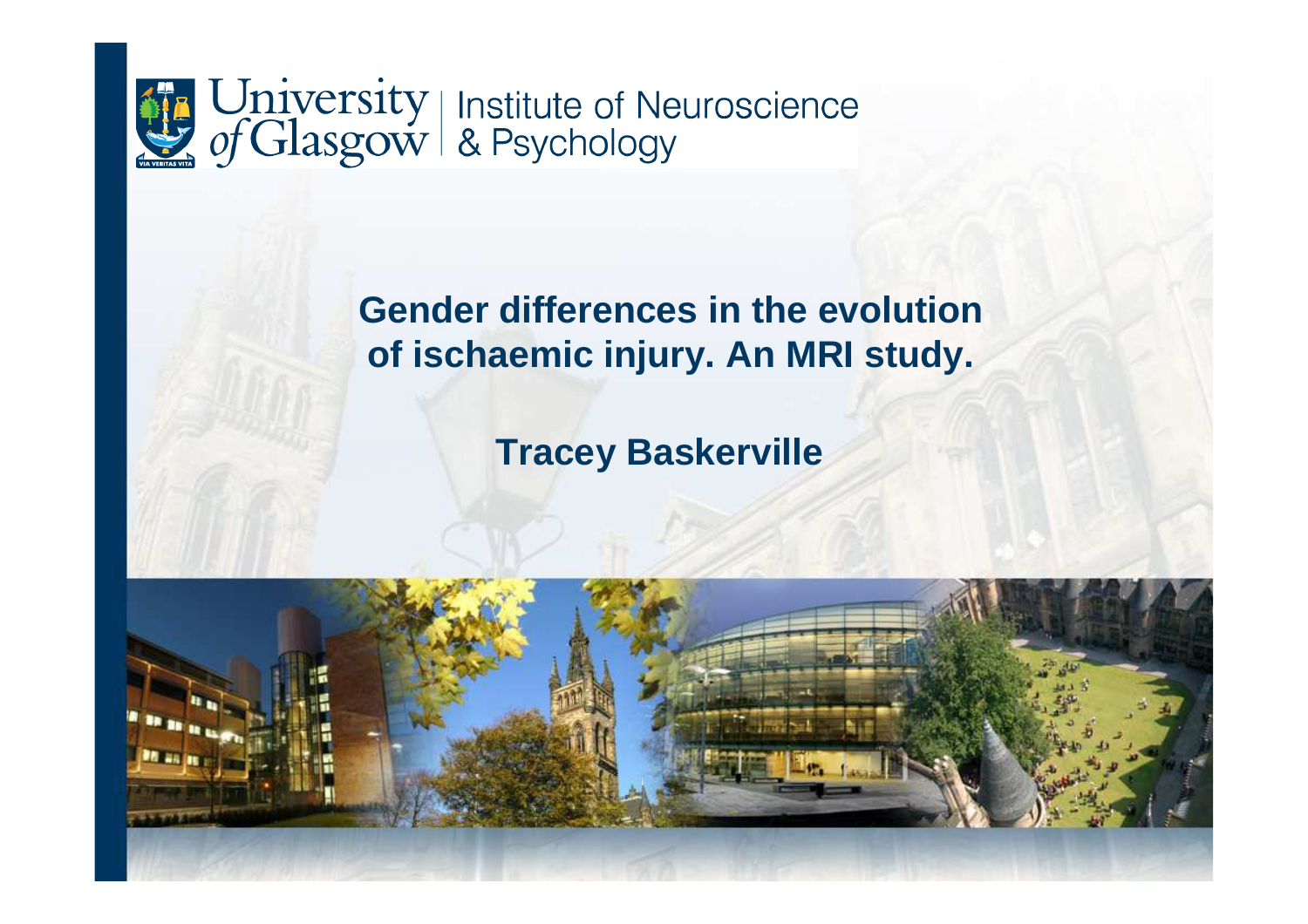University of Glasgow | Institute of Neuroscience & Psychology

# Gender differences in the evolution of ischaemic injury. An MRI study.

**Tracey Baskerville**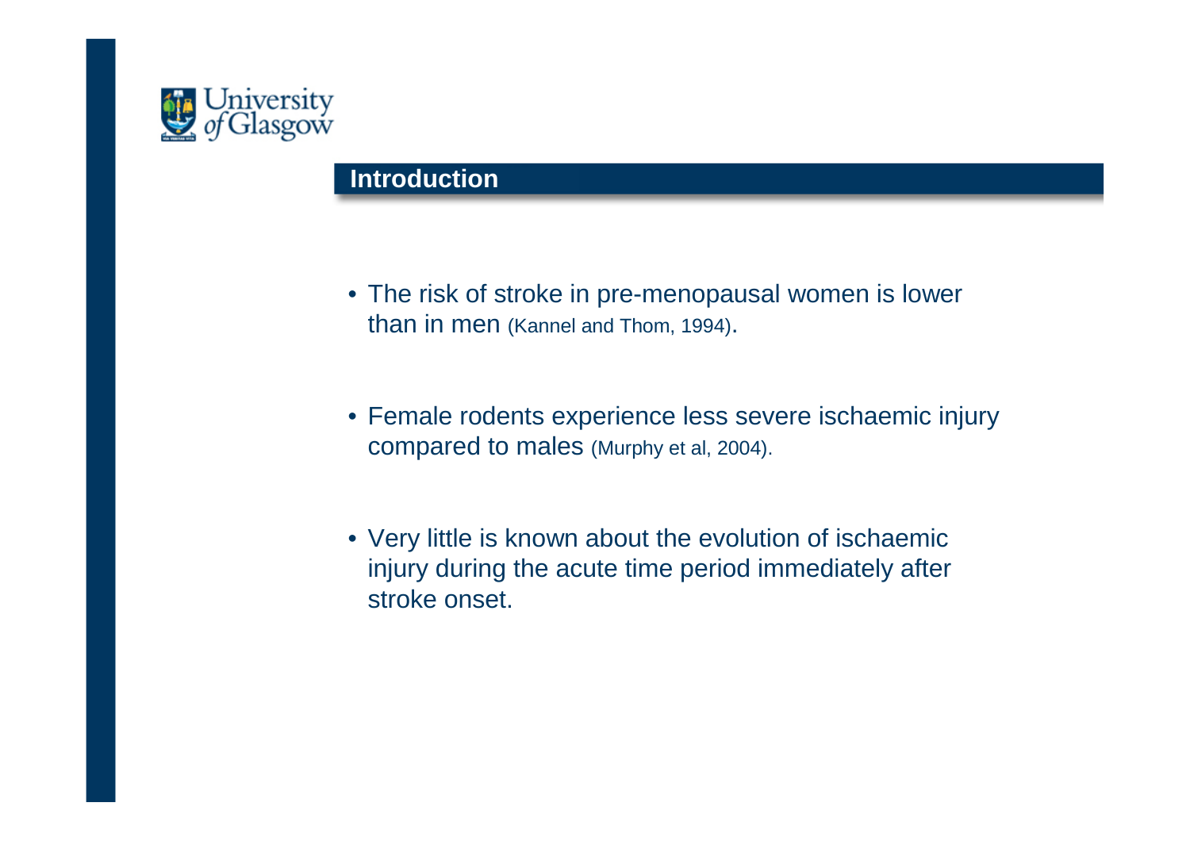## Introduction

- The risk of stroke in pre-menopausal women is lower than in men (Kannel and Thom, 1994).
- Female rodents experience less severe ischaemic injury compared to males (Murphy et al, 2004).
- Very little is known about the evolution of ischaemic injury during the acute time period immediately after stroke onset.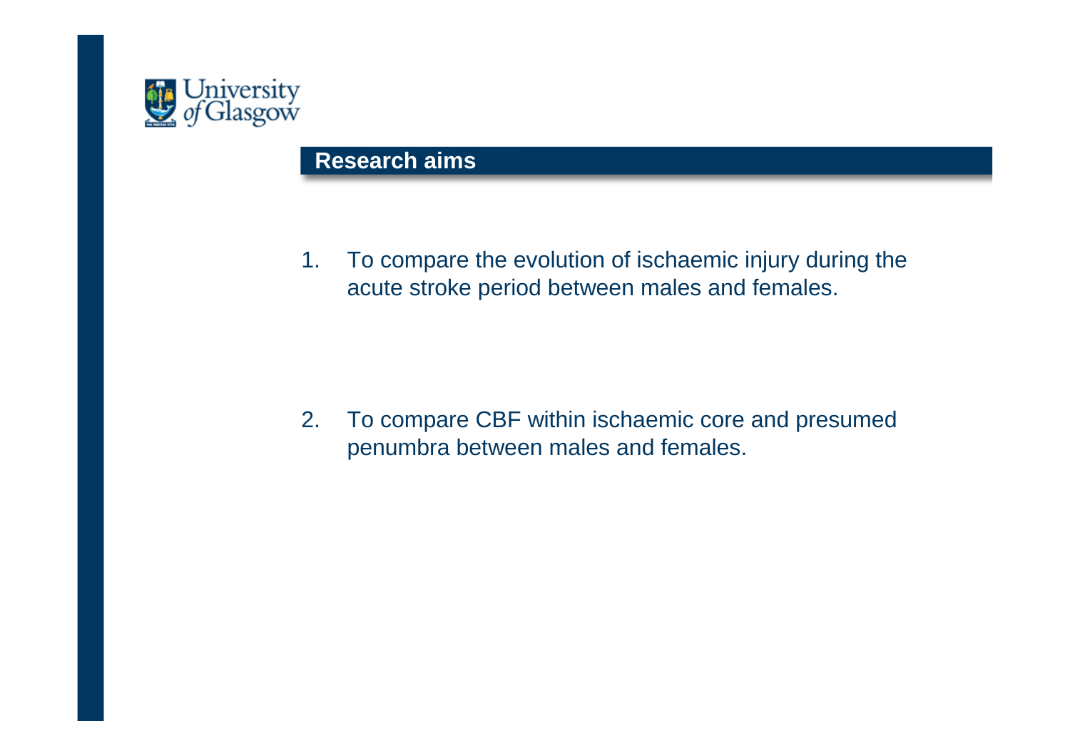## Research aims

1. To compare the evolution of ischaemic injury during the acute stroke period between males and females.

2. To compare CBF within ischaemic core and presumed penumbra between males and females.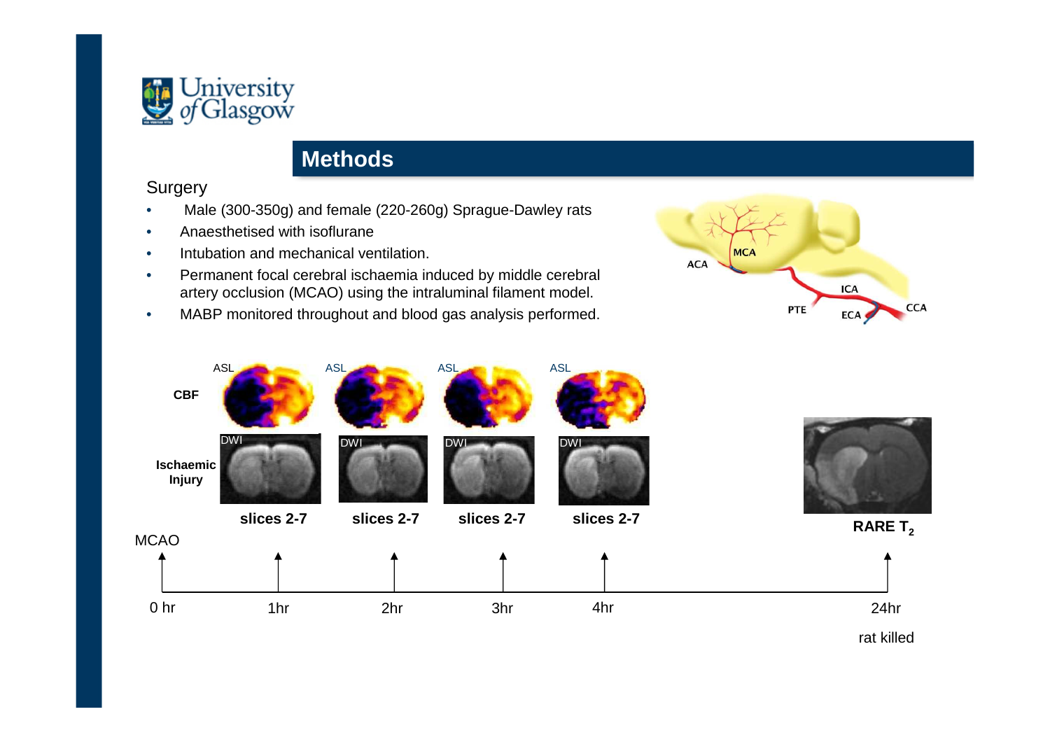## Methods

Surgery

- Male (300-350g) and female (220-260g) Sprague-Dawley rats
- Anaesthetised with isoflurane
- Intubation and mechanical ventilation.
- Permanent focal cerebral ischaemia induced by middle cerebral artery occlusion (MCAO) using the intraluminal filament model.
- MABP monitored throughout and blood gas analysis performed.

ACA MCA ICA PTE ECA CCA

| | 1hr | 2hr | 3hr | 4hr |
|---|---|---|---|---|
| **CBF** | ASL | ASL | ASL | ASL |
| **Ischaemic Injury** | DWI | DWI | DWI | DWI |
| | **slices 2-7** | **slices 2-7** | **slices 2-7** | **slices 2-7** |

**RARE $T_2$**

MCAO

0 hr — 1hr — 2hr — 3hr — 4hr — 24hr

rat killed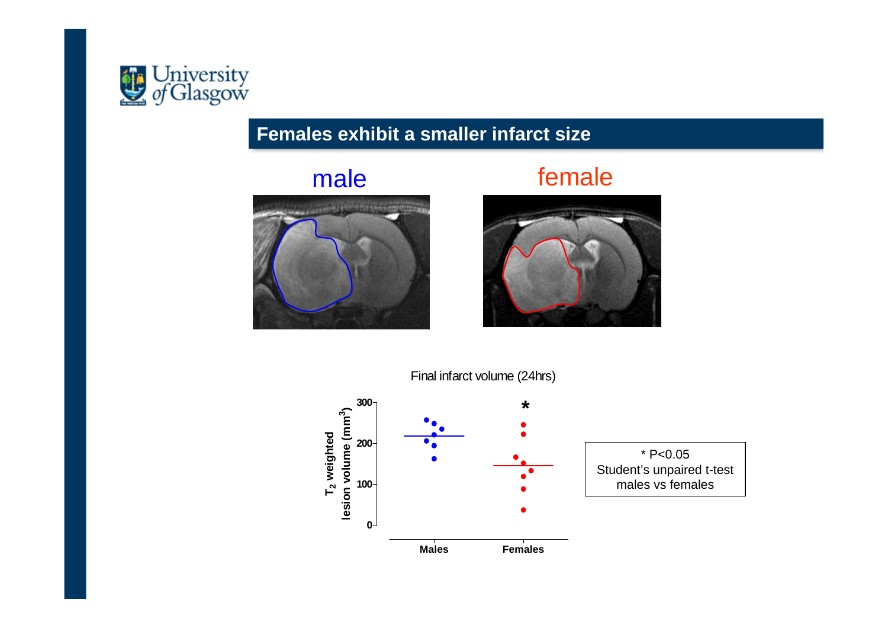## Females exhibit a smaller infarct size

male

female

Final infarct volume (24hrs)

$T_2$ weighted lesion volume ($mm^3$)

300

200

100

0

Males

Females

*

* P<0.05
Student's unpaired t-test
males vs females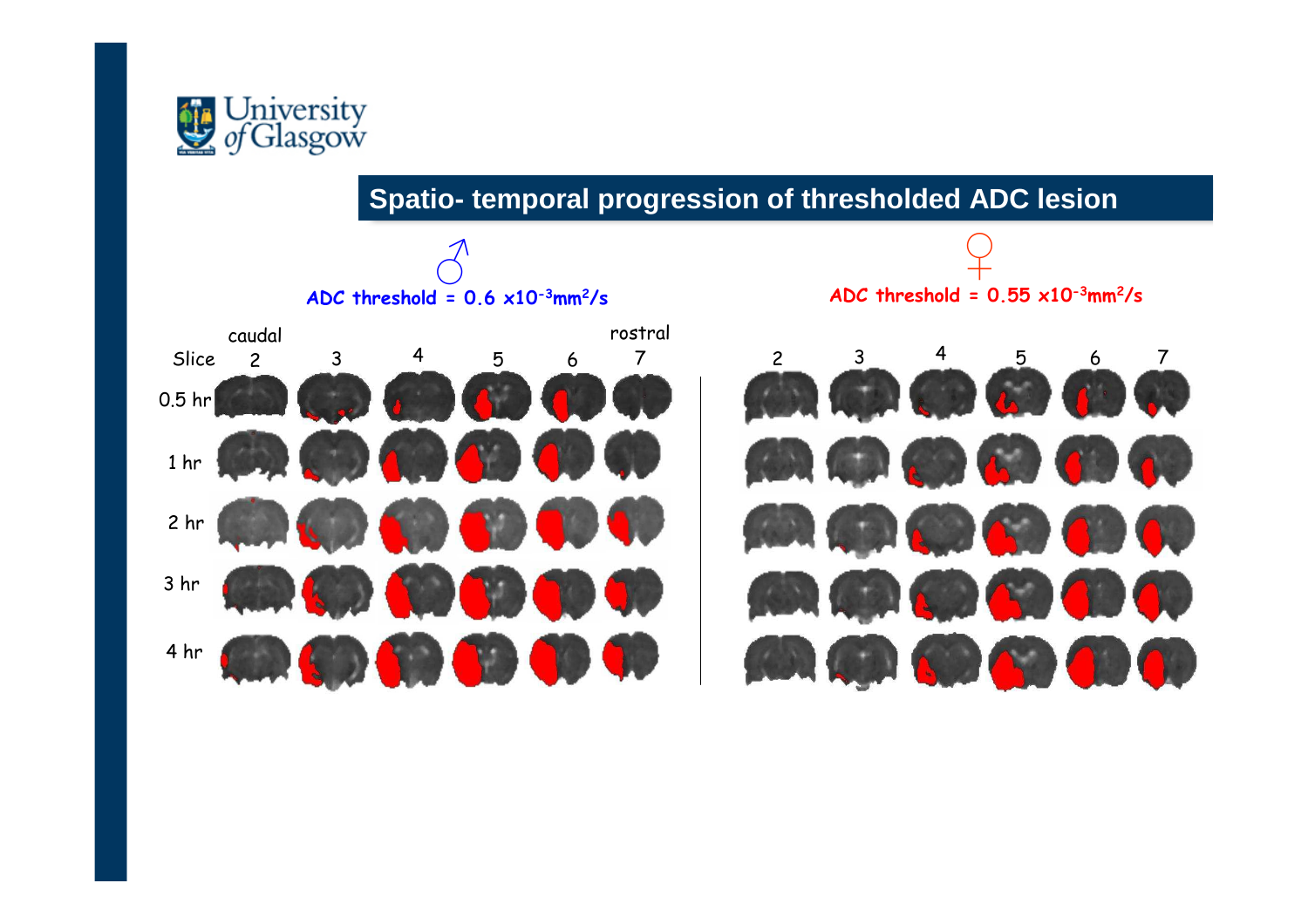# Spatio- temporal progression of thresholded ADC lesion

♂ ADC threshold = 0.6 $\times 10^{-3}$ mm$^2$/s

♀ ADC threshold = 0.55 $\times 10^{-3}$ mm$^2$/s

caudal — rostral

Slice: 2, 3, 4, 5, 6, 7

0.5 hr

1 hr

2 hr

3 hr

4 hr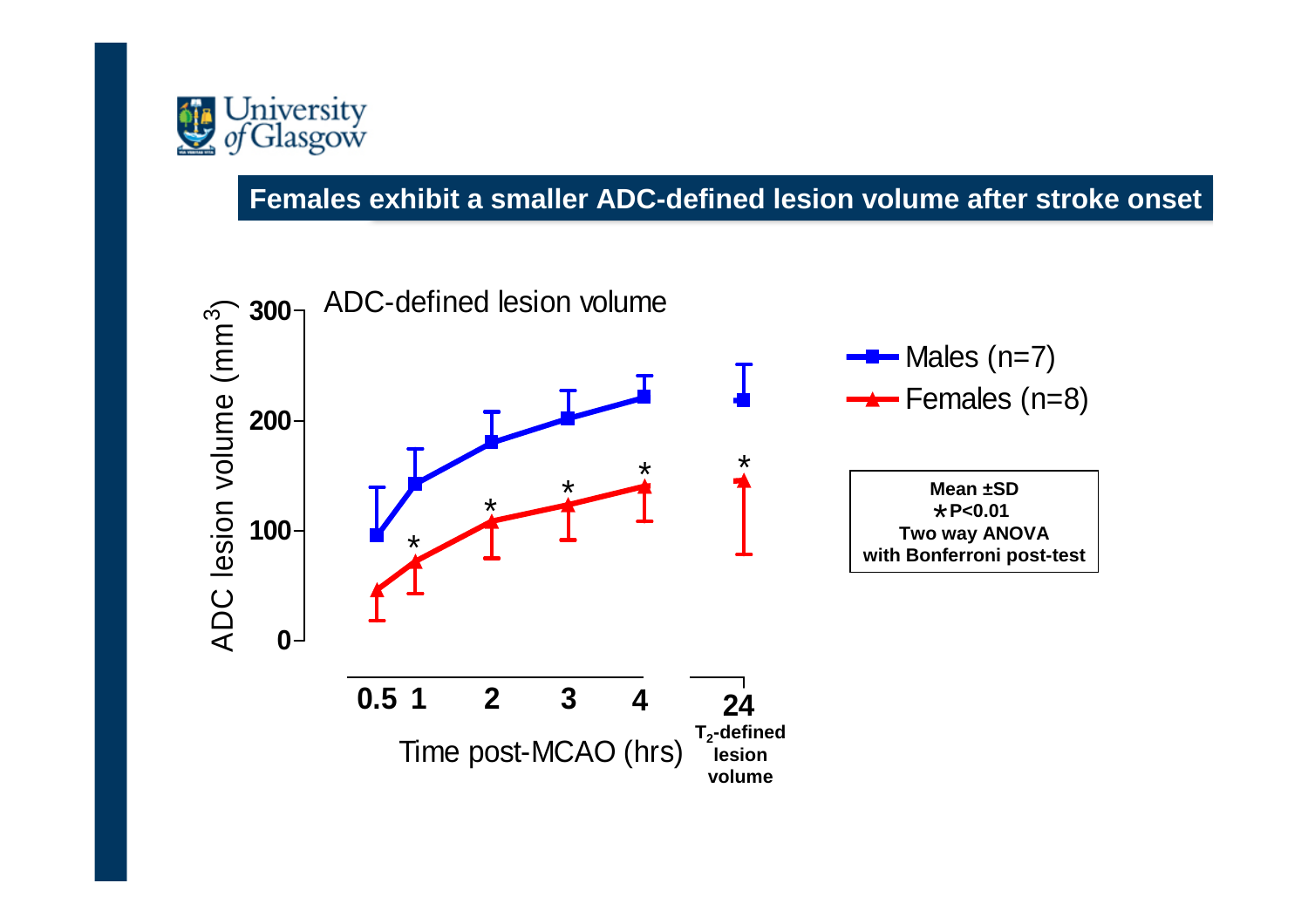## Females exhibit a smaller ADC-defined lesion volume after stroke onset

ADC-defined lesion volume

ADC lesion volume ($mm^3$)

300
200
100
0

0.5 1 2 3 4 24

Time post-MCAO (hrs)

$T_2$-defined lesion volume

Males (n=7)
Females (n=8)

**Mean ±SD**
**\*P<0.01**
**Two way ANOVA**
**with Bonferroni post-test**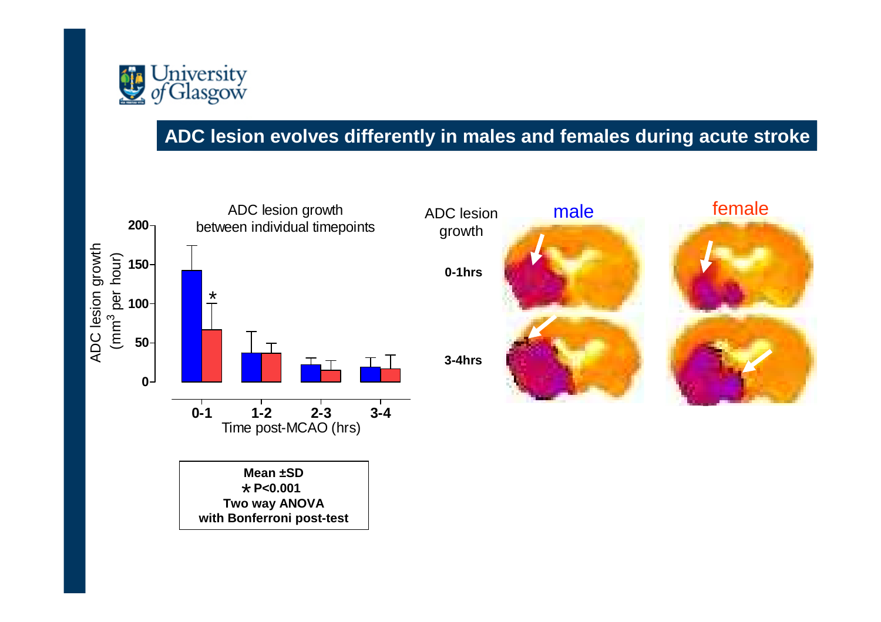## ADC lesion evolves differently in males and females during acute stroke

ADC lesion growth between individual timepoints

ADC lesion growth ($mm^3$ per hour)

Time post-MCAO (hrs)

0-1, 1-2, 2-3, 3-4

*

**Mean ±SD**
**\* P<0.001**
**Two way ANOVA**
**with Bonferroni post-test**

ADC lesion growth

male

female

**0-1hrs**

**3-4hrs**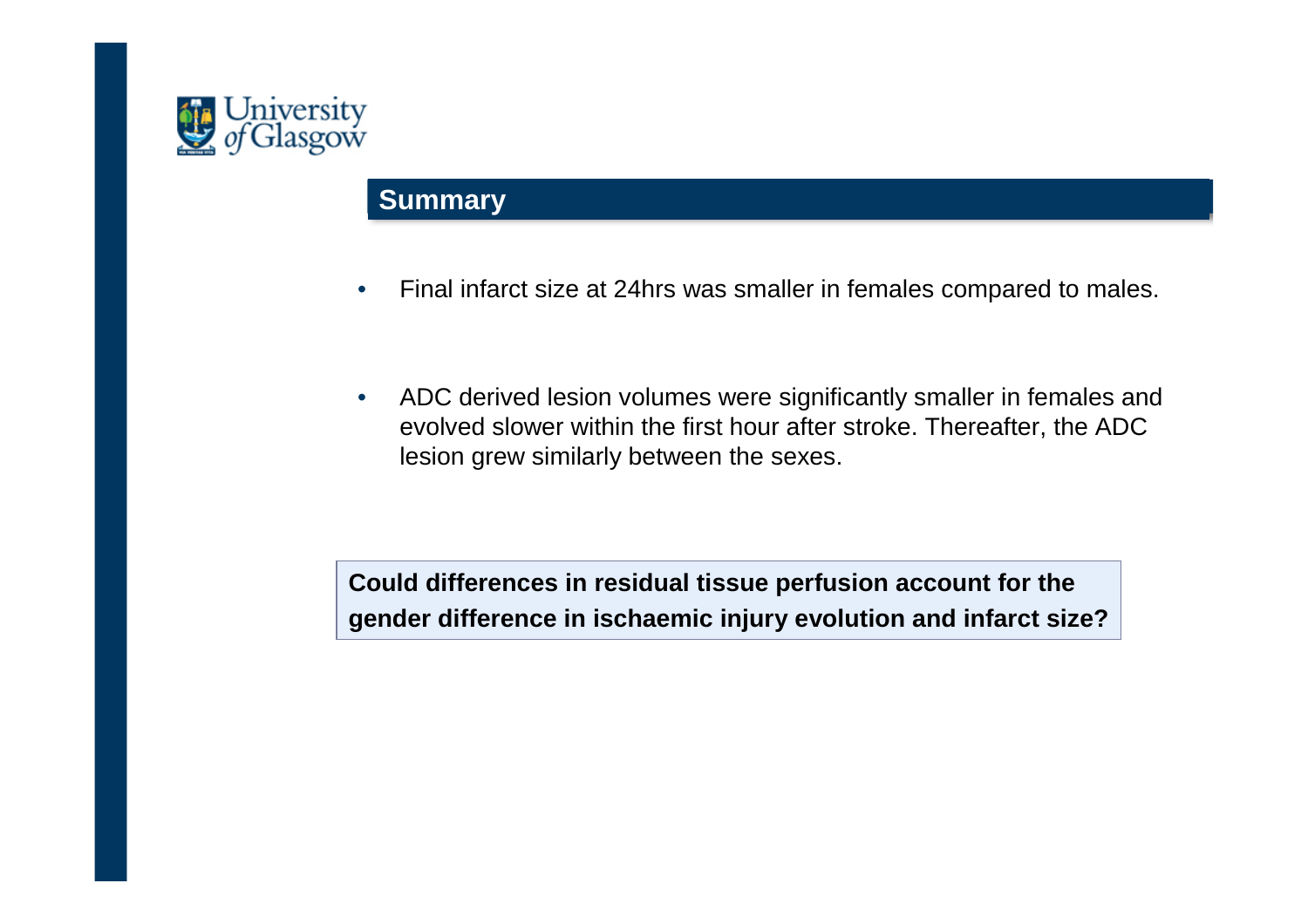## Summary

- Final infarct size at 24hrs was smaller in females compared to males.
- ADC derived lesion volumes were significantly smaller in females and evolved slower within the first hour after stroke. Thereafter, the ADC lesion grew similarly between the sexes.

**Could differences in residual tissue perfusion account for the gender difference in ischaemic injury evolution and infarct size?**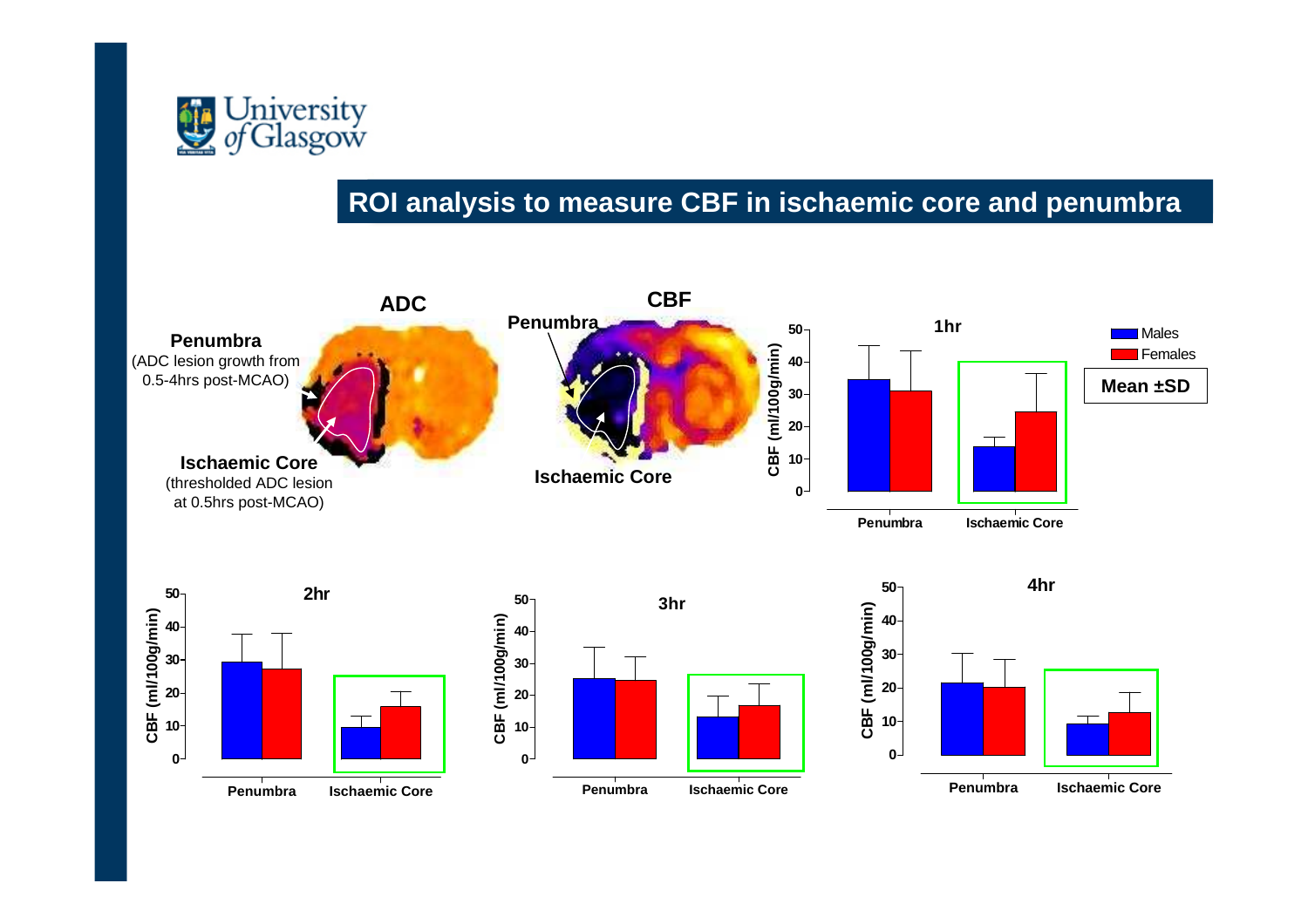## ROI analysis to measure CBF in ischaemic core and penumbra

**ADC**

**Penumbra** (ADC lesion growth from 0.5-4hrs post-MCAO)

**Ischaemic Core** (thresholded ADC lesion at 0.5hrs post-MCAO)

**CBF**

**Penumbra**

**Ischaemic Core**

Males

Females

**Mean ±SD**

**1hr**

CBF (ml/100g/min)

Penumbra — Ischaemic Core

**2hr**

CBF (ml/100g/min)

Penumbra — Ischaemic Core

**3hr**

CBF (ml/100g/min)

Penumbra — Ischaemic Core

**4hr**

CBF (ml/100g/min)

Penumbra — Ischaemic Core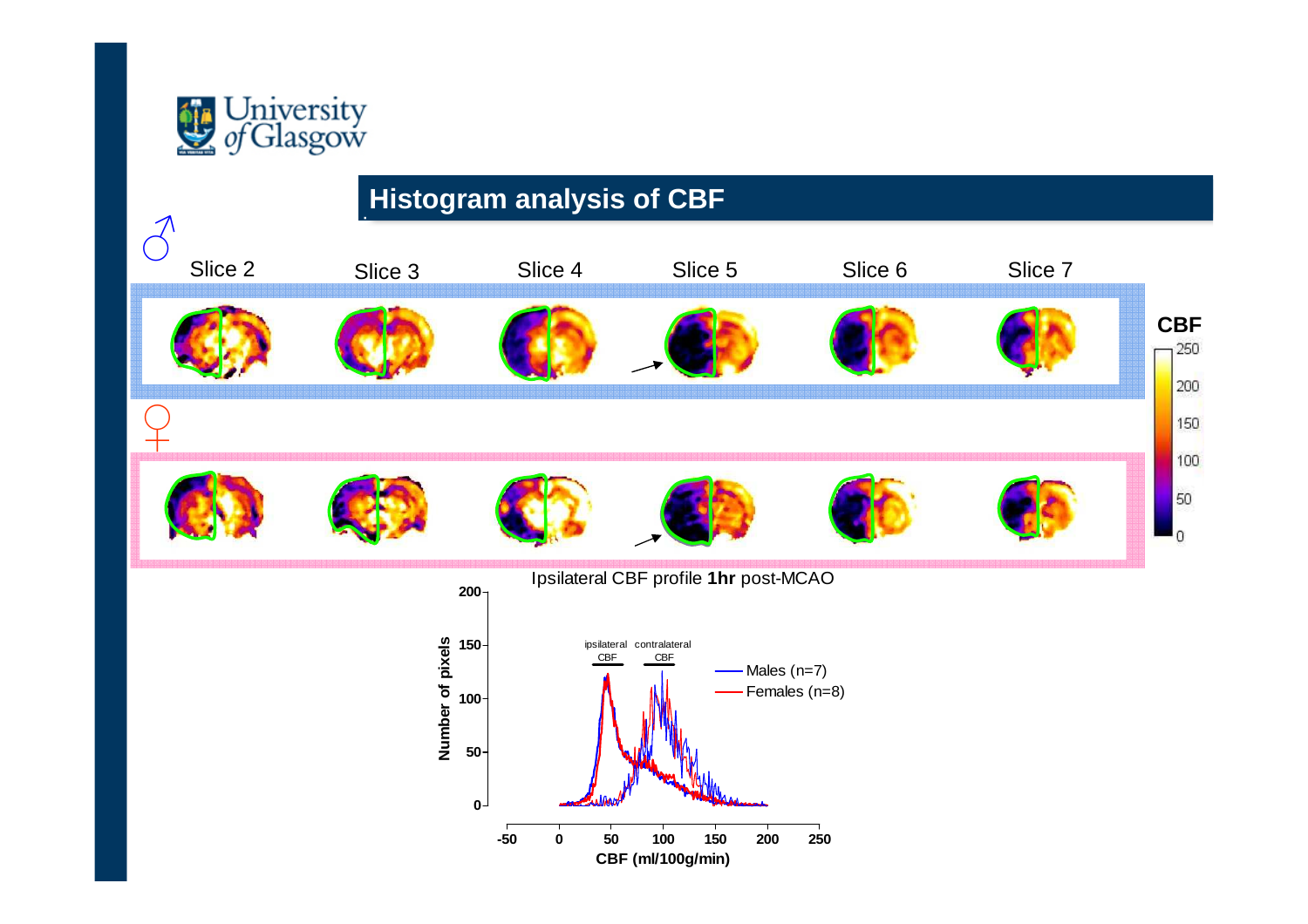## Histogram analysis of CBF

♂

Slice 2 Slice 3 Slice 4 Slice 5 Slice 6 Slice 7

♀

CBF

250 200 150 100 50 0

Ipsilateral CBF profile **1hr** post-MCAO

ipsilateral CBF — contralateral CBF

Males (n=7)

Females (n=8)

Number of pixels

CBF (ml/100g/min)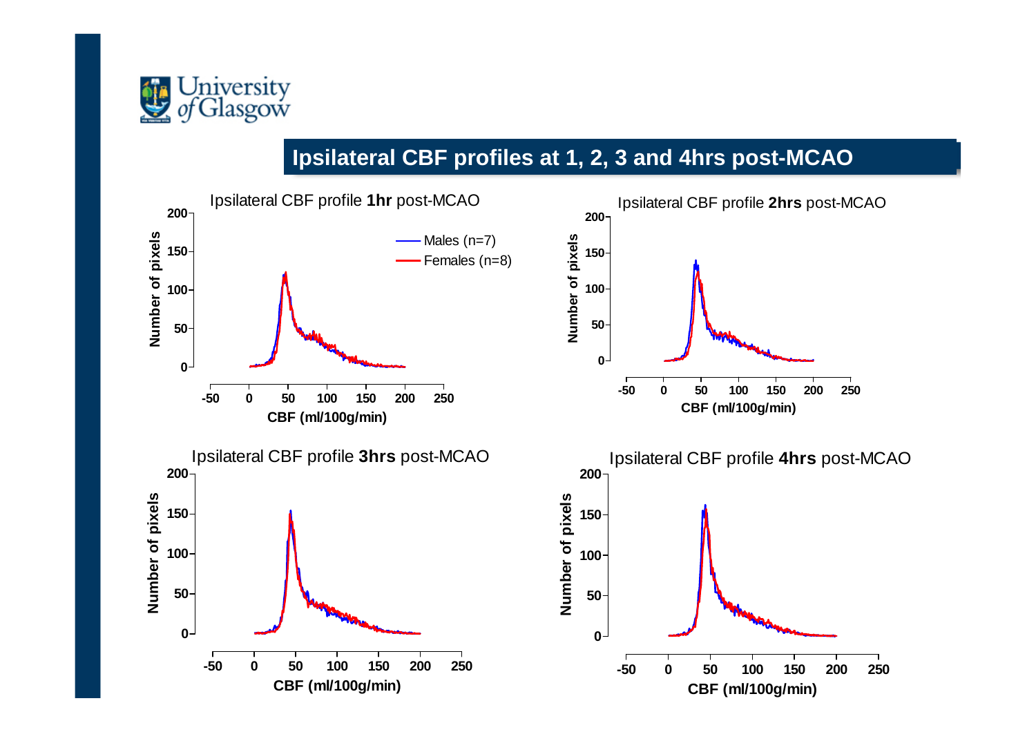## Ipsilateral CBF profiles at 1, 2, 3 and 4hrs post-MCAO

Ipsilateral CBF profile **1hr** post-MCAO

Males (n=7)
Females (n=8)

Number of pixels

CBF (ml/100g/min)

Ipsilateral CBF profile **2hrs** post-MCAO

Number of pixels

CBF (ml/100g/min)

Ipsilateral CBF profile **3hrs** post-MCAO

Number of pixels

CBF (ml/100g/min)

Ipsilateral CBF profile **4hrs** post-MCAO

Number of pixels

CBF (ml/100g/min)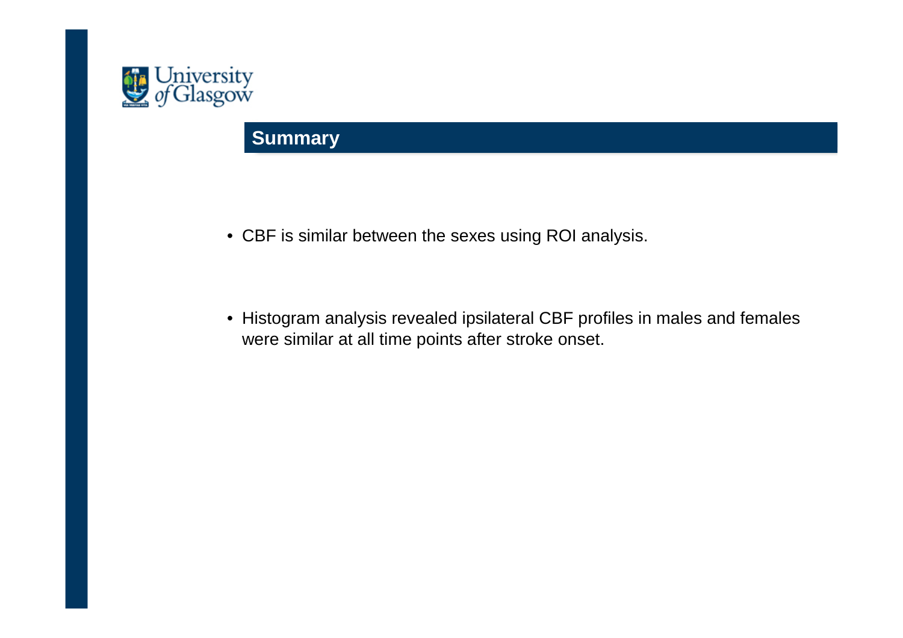## Summary

- CBF is similar between the sexes using ROI analysis.
- Histogram analysis revealed ipsilateral CBF profiles in males and females were similar at all time points after stroke onset.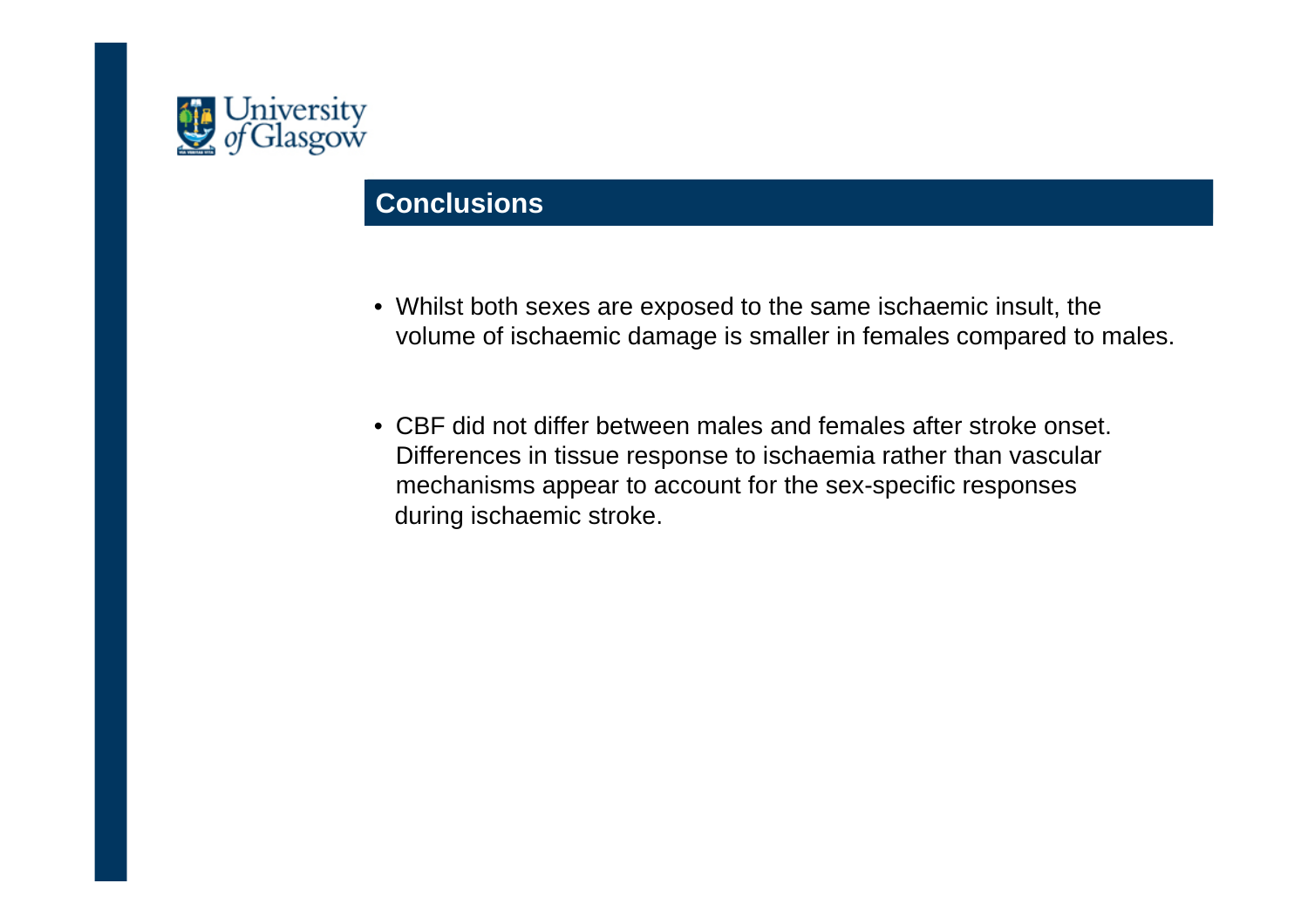## Conclusions

- Whilst both sexes are exposed to the same ischaemic insult, the volume of ischaemic damage is smaller in females compared to males.

- CBF did not differ between males and females after stroke onset. Differences in tissue response to ischaemia rather than vascular mechanisms appear to account for the sex-specific responses during ischaemic stroke.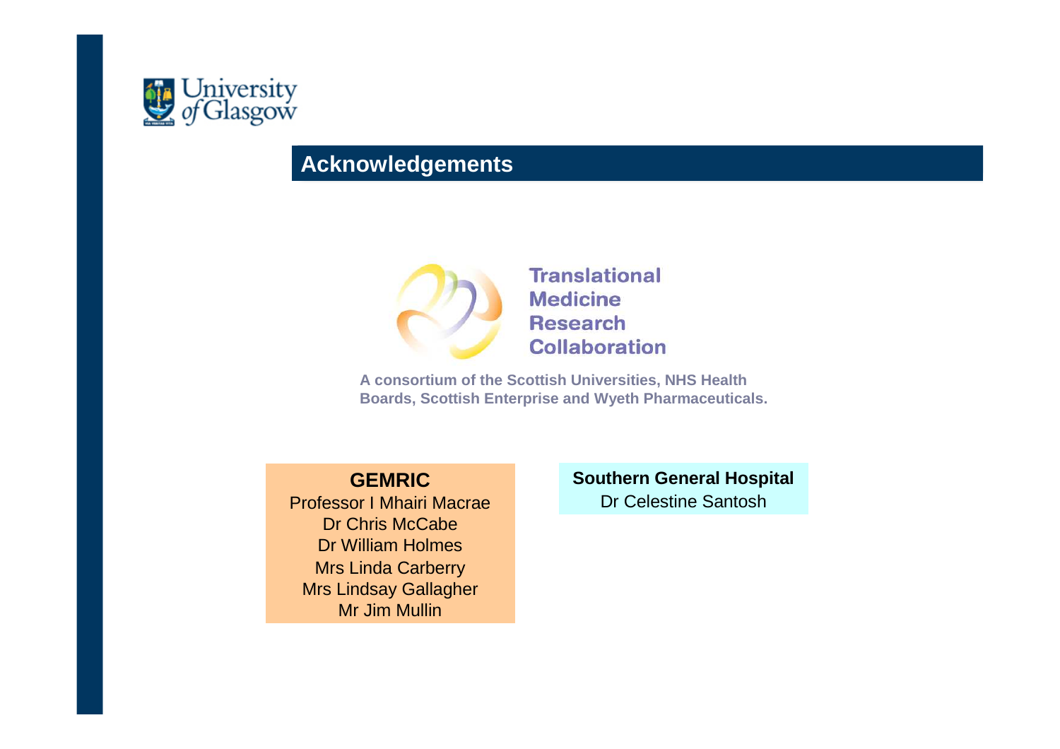## Acknowledgements

Translational Medicine Research Collaboration

A consortium of the Scottish Universities, NHS Health Boards, Scottish Enterprise and Wyeth Pharmaceuticals.

**GEMRIC**

Professor I Mhairi Macrae
Dr Chris McCabe
Dr William Holmes
Mrs Linda Carberry
Mrs Lindsay Gallagher
Mr Jim Mullin

**Southern General Hospital**

Dr Celestine Santosh